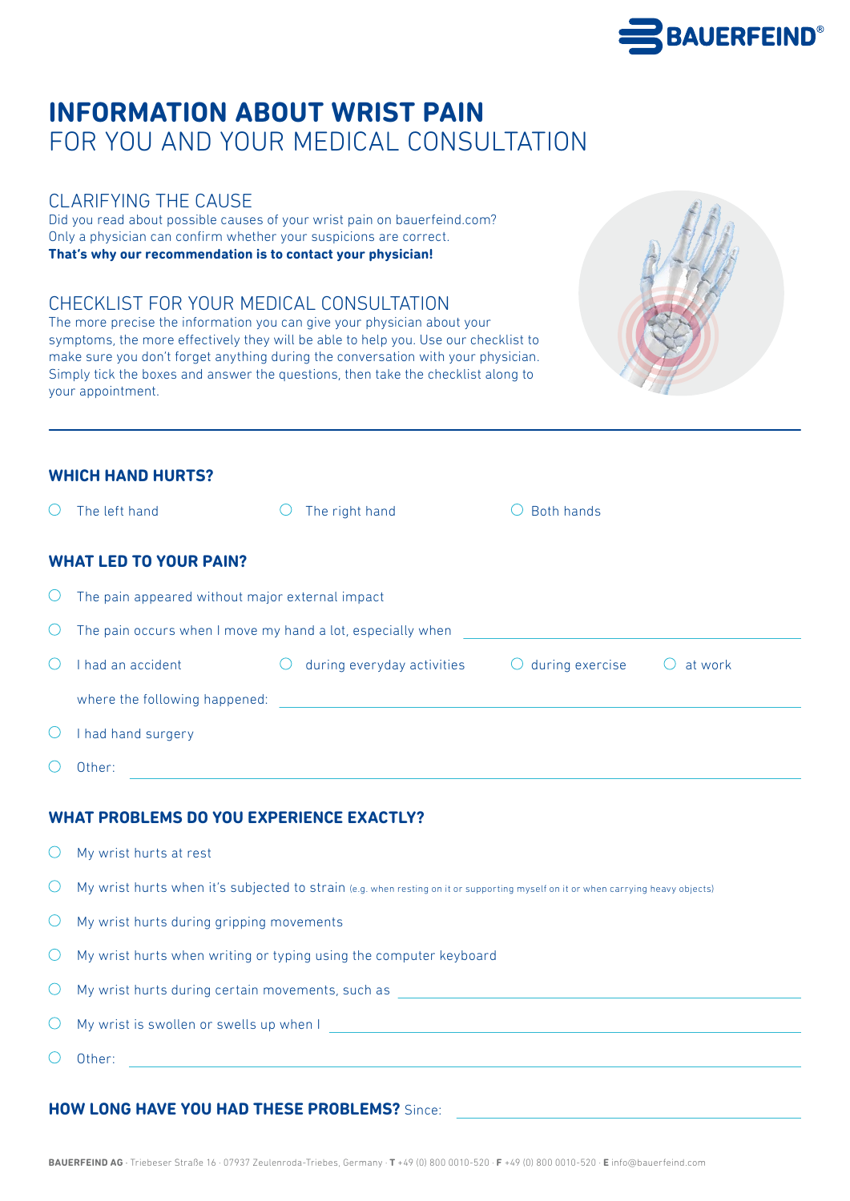BAUERFEIND®

# INFORMATION ABOUT WRIST PAIN
## FOR YOU AND YOUR MEDICAL CONSULTATION

## CLARIFYING THE CAUSE

Did you read about possible causes of your wrist pain on bauerfeind.com? Only a physician can confirm whether your suspicions are correct.
**That's why our recommendation is to contact your physician!**

## CHECKLIST FOR YOUR MEDICAL CONSULTATION

The more precise the information you can give your physician about your symptoms, the more effectively they will be able to help you. Use our checklist to make sure you don't forget anything during the conversation with your physician. Simply tick the boxes and answer the questions, then take the checklist along to your appointment.

---

### WHICH HAND HURTS?

- ○ The left hand ○ The right hand ○ Both hands

### WHAT LED TO YOUR PAIN?

- ○ The pain appeared without major external impact
- ○ The pain occurs when I move my hand a lot, especially when ______________________
- ○ I had an accident ○ during everyday activities ○ during exercise ○ at work

  where the following happened: ______________________
- ○ I had hand surgery
- ○ Other: ______________________

### WHAT PROBLEMS DO YOU EXPERIENCE EXACTLY?

- ○ My wrist hurts at rest
- ○ My wrist hurts when it's subjected to strain (e.g. when resting on it or supporting myself on it or when carrying heavy objects)
- ○ My wrist hurts during gripping movements
- ○ My wrist hurts when writing or typing using the computer keyboard
- ○ My wrist hurts during certain movements, such as ______________________
- ○ My wrist is swollen or swells up when I ______________________
- ○ Other: ______________________

### HOW LONG HAVE YOU HAD THESE PROBLEMS? Since: ______________________

**BAUERFEIND AG** · Triebeser Straße 16 · 07937 Zeulenroda-Triebes, Germany · **T** +49 (0) 800 0010-520 · **F** +49 (0) 800 0010-520 · **E** info@bauerfeind.com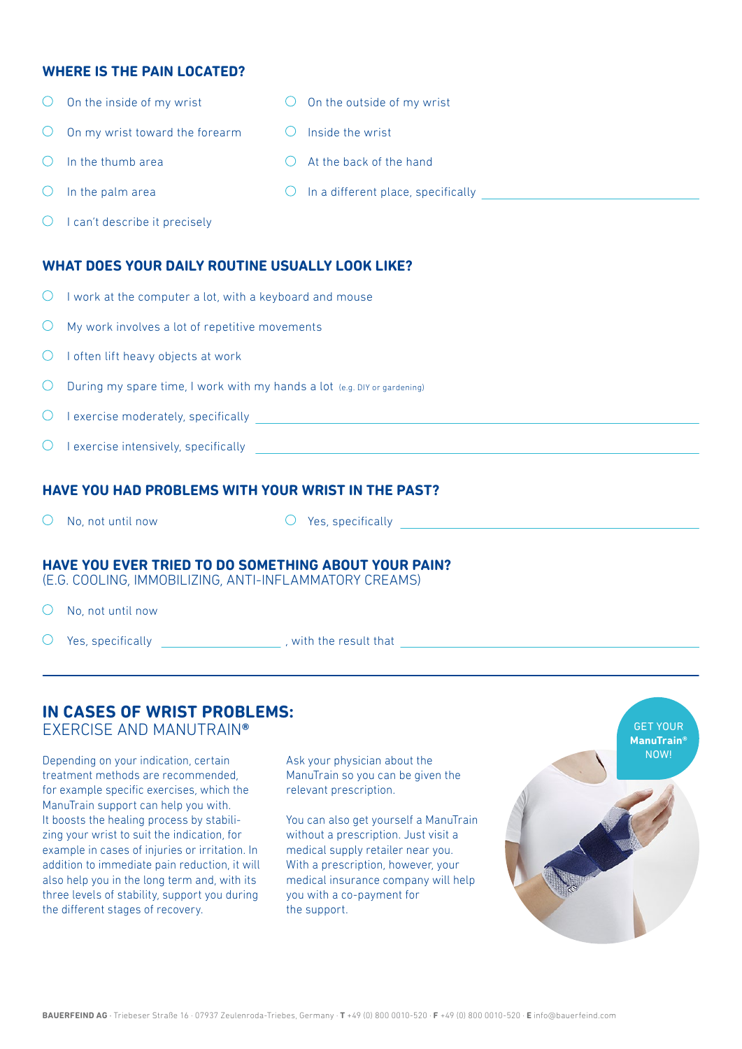## WHERE IS THE PAIN LOCATED?

- ○ On the inside of my wrist
- ○ On my wrist toward the forearm
- ○ In the thumb area
- ○ In the palm area
- ○ I can't describe it precisely
- ○ On the outside of my wrist
- ○ Inside the wrist
- ○ At the back of the hand
- ○ In a different place, specifically ______________________

## WHAT DOES YOUR DAILY ROUTINE USUALLY LOOK LIKE?

- ○ I work at the computer a lot, with a keyboard and mouse
- ○ My work involves a lot of repetitive movements
- ○ I often lift heavy objects at work
- ○ During my spare time, I work with my hands a lot (e.g. DIY or gardening)
- ○ I exercise moderately, specifically ______________________
- ○ I exercise intensively, specifically ______________________

## HAVE YOU HAD PROBLEMS WITH YOUR WRIST IN THE PAST?

- ○ No, not until now
- ○ Yes, specifically ______________________

## HAVE YOU EVER TRIED TO DO SOMETHING ABOUT YOUR PAIN?

(E.G. COOLING, IMMOBILIZING, ANTI-INFLAMMATORY CREAMS)

- ○ No, not until now
- ○ Yes, specifically ____________ , with the result that ______________________

---

## IN CASES OF WRIST PROBLEMS:

EXERCISE AND MANUTRAIN®

Depending on your indication, certain treatment methods are recommended, for example specific exercises, which the ManuTrain support can help you with. It boosts the healing process by stabilizing your wrist to suit the indication, for example in cases of injuries or irritation. In addition to immediate pain reduction, it will also help you in the long term and, with its three levels of stability, support you during the different stages of recovery.

Ask your physician about the ManuTrain so you can be given the relevant prescription.

You can also get yourself a ManuTrain without a prescription. Just visit a medical supply retailer near you. With a prescription, however, your medical insurance company will help you with a co-payment for the support.

GET YOUR **ManuTrain®** NOW!

**BAUERFEIND AG** · Triebeser Straße 16 · 07937 Zeulenroda-Triebes, Germany · **T** +49 (0) 800 0010-520 · **F** +49 (0) 800 0010-520 · **E** info@bauerfeind.com